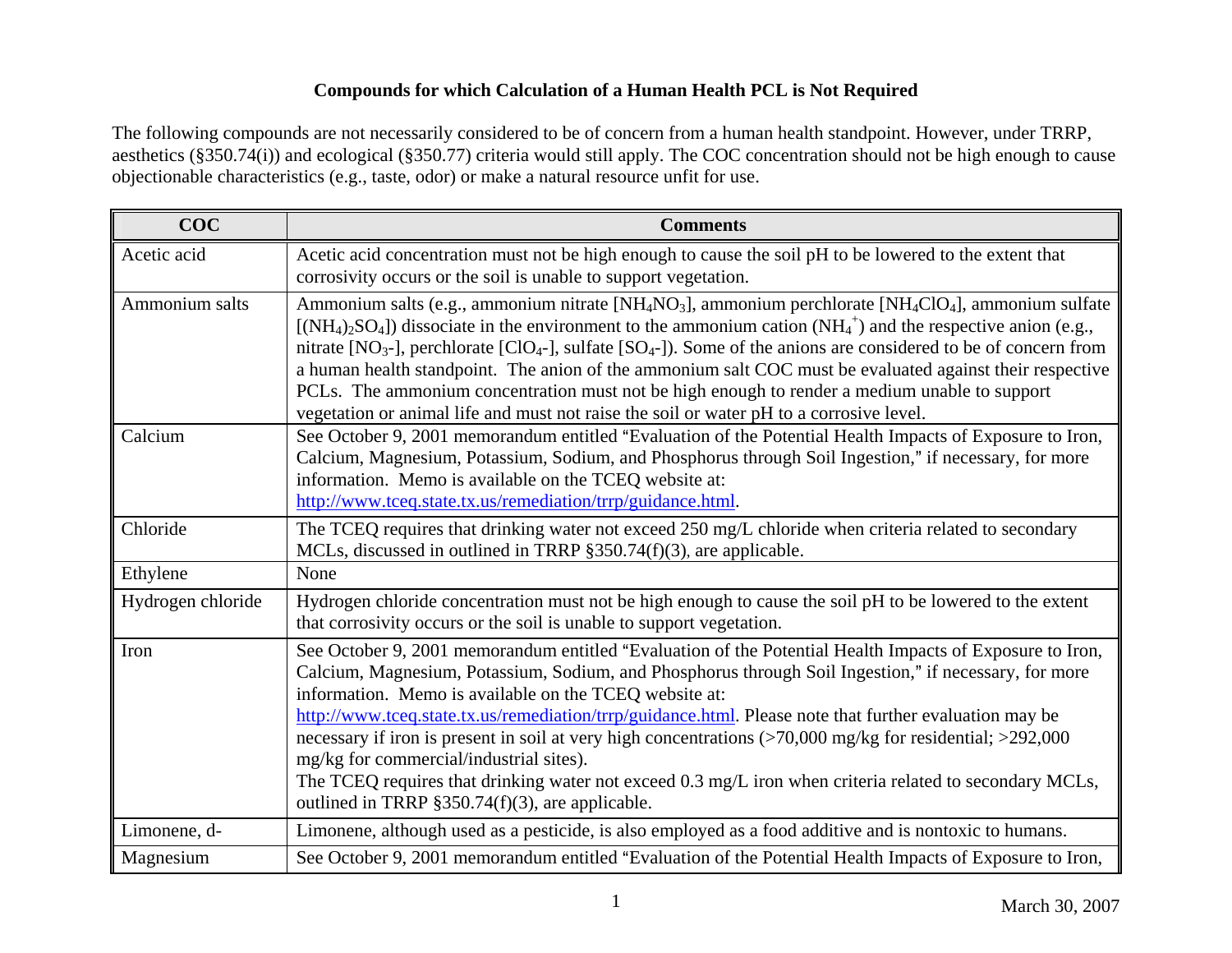# Compounds for which Calculation of a Human Health PCL is Not Required

The following compounds are not necessarily considered to be of concern from a human health standpoint. However, under TRRP, aesthetics (§350.74(i)) and ecological (§350.77) criteria would still apply. The COC concentration should not be high enough to cause objectionable characteristics (e.g., taste, odor) or make a natural resource unfit for use.

| COC | Comments |
|---|---|
| Acetic acid | Acetic acid concentration must not be high enough to cause the soil pH to be lowered to the extent that corrosivity occurs or the soil is unable to support vegetation. |
| Ammonium salts | Ammonium salts (e.g., ammonium nitrate [$NH_4NO_3$], ammonium perchlorate [$NH_4ClO_4$], ammonium sulfate [$(NH_4)_2SO_4$]) dissociate in the environment to the ammonium cation ($NH_4^+$) and the respective anion (e.g., nitrate [$NO_3$-], perchlorate [$ClO_4$-], sulfate [$SO_4$-]). Some of the anions are considered to be of concern from a human health standpoint. The anion of the ammonium salt COC must be evaluated against their respective PCLs. The ammonium concentration must not be high enough to render a medium unable to support vegetation or animal life and must not raise the soil or water pH to a corrosive level. |
| Calcium | See October 9, 2001 memorandum entitled "Evaluation of the Potential Health Impacts of Exposure to Iron, Calcium, Magnesium, Potassium, Sodium, and Phosphorus through Soil Ingestion," if necessary, for more information. Memo is available on the TCEQ website at: http://www.tceq.state.tx.us/remediation/trrp/guidance.html. |
| Chloride | The TCEQ requires that drinking water not exceed 250 mg/L chloride when criteria related to secondary MCLs, discussed in outlined in TRRP §350.74(f)(3), are applicable. |
| Ethylene | None |
| Hydrogen chloride | Hydrogen chloride concentration must not be high enough to cause the soil pH to be lowered to the extent that corrosivity occurs or the soil is unable to support vegetation. |
| Iron | See October 9, 2001 memorandum entitled "Evaluation of the Potential Health Impacts of Exposure to Iron, Calcium, Magnesium, Potassium, Sodium, and Phosphorus through Soil Ingestion," if necessary, for more information. Memo is available on the TCEQ website at: http://www.tceq.state.tx.us/remediation/trrp/guidance.html. Please note that further evaluation may be necessary if iron is present in soil at very high concentrations (>70,000 mg/kg for residential; >292,000 mg/kg for commercial/industrial sites).<br>The TCEQ requires that drinking water not exceed 0.3 mg/L iron when criteria related to secondary MCLs, outlined in TRRP §350.74(f)(3), are applicable. |
| Limonene, d- | Limonene, although used as a pesticide, is also employed as a food additive and is nontoxic to humans. |
| Magnesium | See October 9, 2001 memorandum entitled "Evaluation of the Potential Health Impacts of Exposure to Iron, |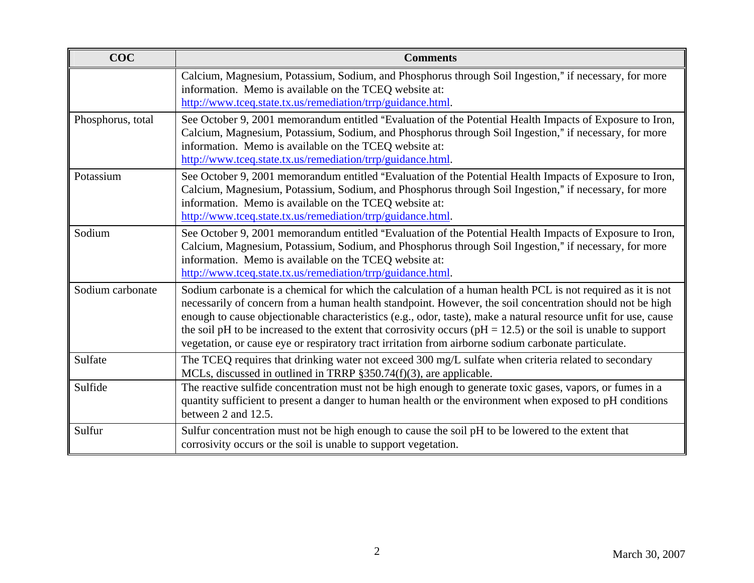| COC | Comments |
|---|---|
| | Calcium, Magnesium, Potassium, Sodium, and Phosphorus through Soil Ingestion," if necessary, for more information. Memo is available on the TCEQ website at: http://www.tceq.state.tx.us/remediation/trrp/guidance.html. |
| Phosphorus, total | See October 9, 2001 memorandum entitled "Evaluation of the Potential Health Impacts of Exposure to Iron, Calcium, Magnesium, Potassium, Sodium, and Phosphorus through Soil Ingestion," if necessary, for more information. Memo is available on the TCEQ website at: http://www.tceq.state.tx.us/remediation/trrp/guidance.html. |
| Potassium | See October 9, 2001 memorandum entitled "Evaluation of the Potential Health Impacts of Exposure to Iron, Calcium, Magnesium, Potassium, Sodium, and Phosphorus through Soil Ingestion," if necessary, for more information. Memo is available on the TCEQ website at: http://www.tceq.state.tx.us/remediation/trrp/guidance.html. |
| Sodium | See October 9, 2001 memorandum entitled "Evaluation of the Potential Health Impacts of Exposure to Iron, Calcium, Magnesium, Potassium, Sodium, and Phosphorus through Soil Ingestion," if necessary, for more information. Memo is available on the TCEQ website at: http://www.tceq.state.tx.us/remediation/trrp/guidance.html. |
| Sodium carbonate | Sodium carbonate is a chemical for which the calculation of a human health PCL is not required as it is not necessarily of concern from a human health standpoint. However, the soil concentration should not be high enough to cause objectionable characteristics (e.g., odor, taste), make a natural resource unfit for use, cause the soil pH to be increased to the extent that corrosivity occurs (pH = 12.5) or the soil is unable to support vegetation, or cause eye or respiratory tract irritation from airborne sodium carbonate particulate. |
| Sulfate | The TCEQ requires that drinking water not exceed 300 mg/L sulfate when criteria related to secondary MCLs, discussed in outlined in TRRP §350.74(f)(3), are applicable. |
| Sulfide | The reactive sulfide concentration must not be high enough to generate toxic gases, vapors, or fumes in a quantity sufficient to present a danger to human health or the environment when exposed to pH conditions between 2 and 12.5. |
| Sulfur | Sulfur concentration must not be high enough to cause the soil pH to be lowered to the extent that corrosivity occurs or the soil is unable to support vegetation. |

March 30, 2007